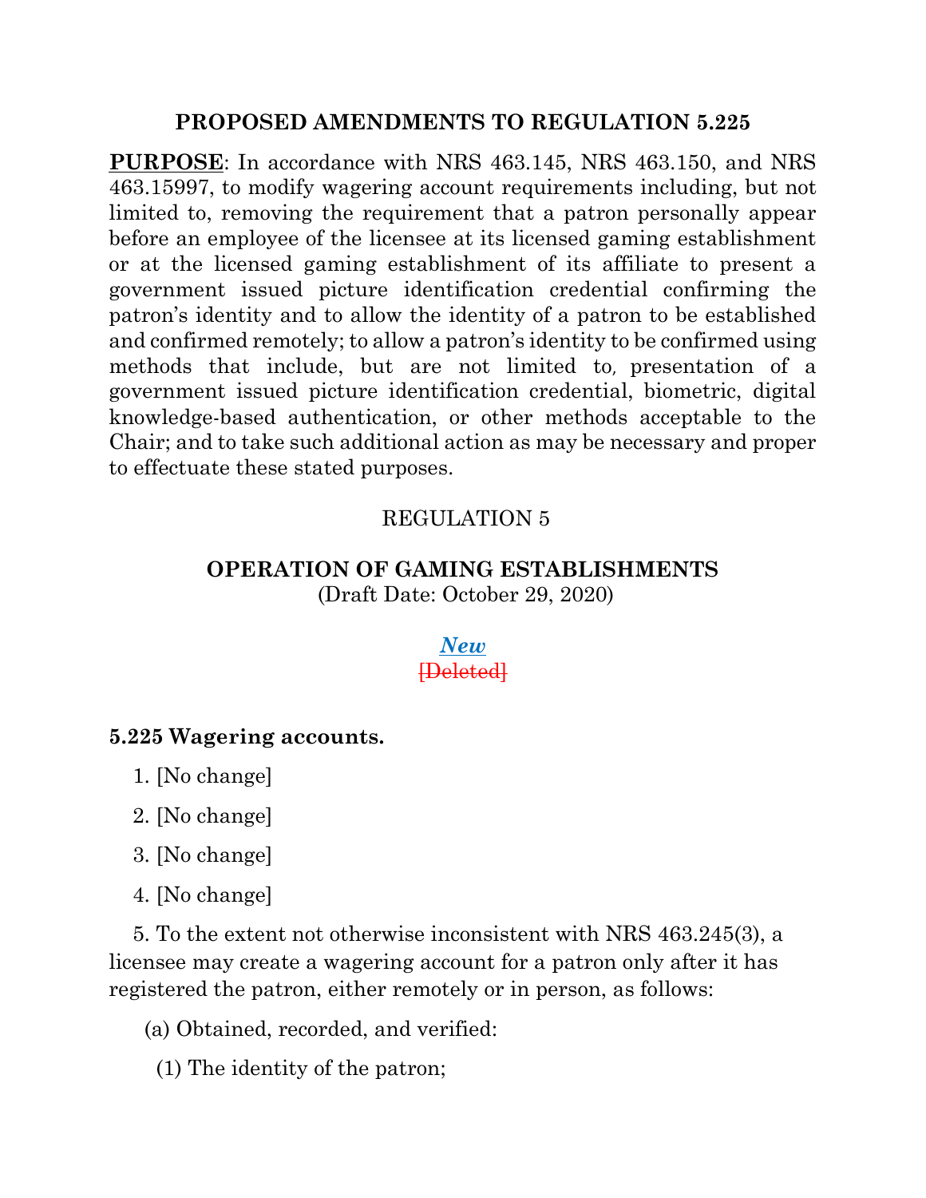## PROPOSED AMENDMENTS TO REGULATION 5.225

**PURPOSE**: In accordance with NRS 463.145, NRS 463.150, and NRS 463.15997, to modify wagering account requirements including, but not limited to, removing the requirement that a patron personally appear before an employee of the licensee at its licensed gaming establishment or at the licensed gaming establishment of its affiliate to present a government issued picture identification credential confirming the patron's identity and to allow the identity of a patron to be established and confirmed remotely; to allow a patron's identity to be confirmed using methods that include, but are not limited to, presentation of a government issued picture identification credential, biometric, digital knowledge-based authentication, or other methods acceptable to the Chair; and to take such additional action as may be necessary and proper to effectuate these stated purposes.

REGULATION 5

**OPERATION OF GAMING ESTABLISHMENTS**
(Draft Date: October 29, 2020)

***New***
~~[Deleted]~~

**5.225 Wagering accounts.**

1. [No change]

2. [No change]

3. [No change]

4. [No change]

5. To the extent not otherwise inconsistent with NRS 463.245(3), a licensee may create a wagering account for a patron only after it has registered the patron, either remotely or in person, as follows:

(a) Obtained, recorded, and verified:

(1) The identity of the patron;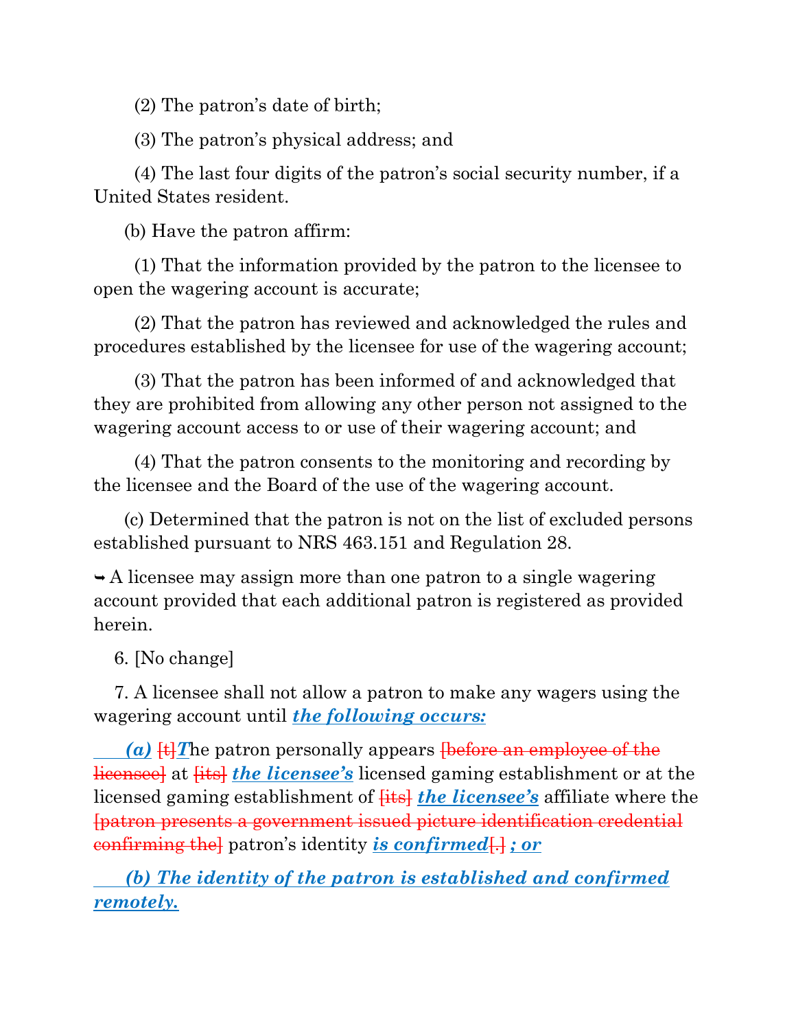(2) The patron's date of birth;

(3) The patron's physical address; and

(4) The last four digits of the patron's social security number, if a United States resident.

(b) Have the patron affirm:

(1) That the information provided by the patron to the licensee to open the wagering account is accurate;

(2) That the patron has reviewed and acknowledged the rules and procedures established by the licensee for use of the wagering account;

(3) That the patron has been informed of and acknowledged that they are prohibited from allowing any other person not assigned to the wagering account access to or use of their wagering account; and

(4) That the patron consents to the monitoring and recording by the licensee and the Board of the use of the wagering account.

(c) Determined that the patron is not on the list of excluded persons established pursuant to NRS 463.151 and Regulation 28.

➥ A licensee may assign more than one patron to a single wagering account provided that each additional patron is registered as provided herein.

6. [No change]

7. A licensee shall not allow a patron to make any wagers using the wagering account until ***the following occurs:***

***(a)*** ~~[t]~~***T***he patron personally appears ~~[before an employee of the licensee]~~ at ~~[its]~~ ***the licensee's*** licensed gaming establishment or at the licensed gaming establishment of ~~[its]~~ ***the licensee's*** affiliate where the ~~[patron presents a government issued picture identification credential confirming the]~~ patron's identity ***is confirmed***~~[.]~~ ***; or***

***(b) The identity of the patron is established and confirmed remotely.***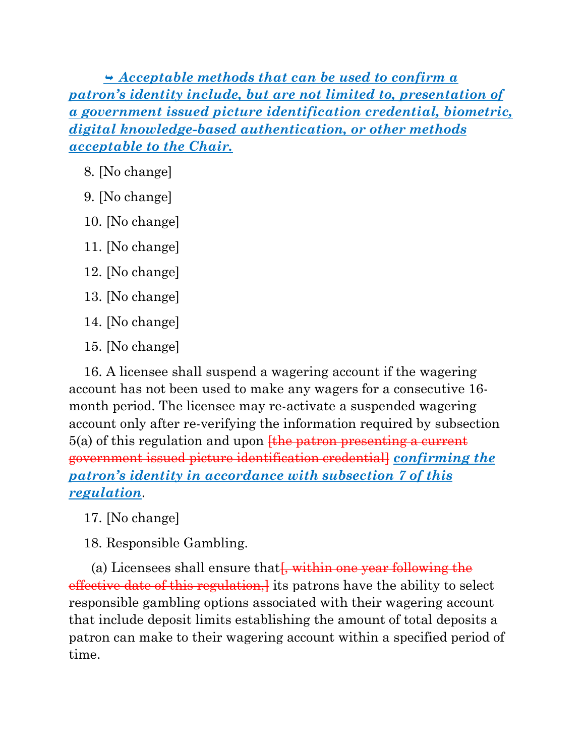➥ ***<u>Acceptable methods that can be used to confirm a patron's identity include, but are not limited to, presentation of a government issued picture identification credential, biometric, digital knowledge-based authentication, or other methods acceptable to the Chair.</u>***

8. [No change]

9. [No change]

10. [No change]

11. [No change]

12. [No change]

13. [No change]

14. [No change]

15. [No change]

16. A licensee shall suspend a wagering account if the wagering account has not been used to make any wagers for a consecutive 16-month period. The licensee may re-activate a suspended wagering account only after re-verifying the information required by subsection 5(a) of this regulation and upon ~~[the patron presenting a current government issued picture identification credential]~~ ***<u>confirming the patron's identity in accordance with subsection 7 of this regulation</u>***.

17. [No change]

18. Responsible Gambling.

(a) Licensees shall ensure that~~[, within one year following the effective date of this regulation,]~~ its patrons have the ability to select responsible gambling options associated with their wagering account that include deposit limits establishing the amount of total deposits a patron can make to their wagering account within a specified period of time.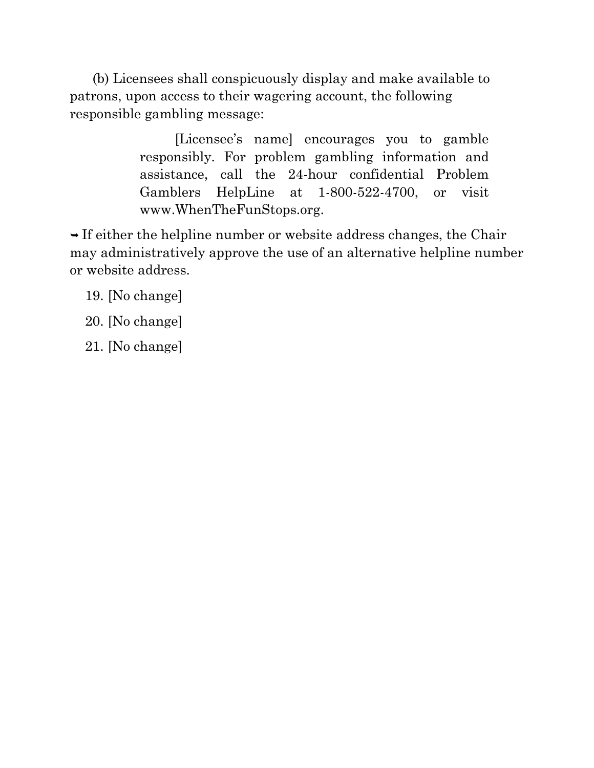(b) Licensees shall conspicuously display and make available to patrons, upon access to their wagering account, the following responsible gambling message:

> [Licensee's name] encourages you to gamble responsibly. For problem gambling information and assistance, call the 24-hour confidential Problem Gamblers HelpLine at 1-800-522-4700, or visit www.WhenTheFunStops.org.

➥ If either the helpline number or website address changes, the Chair may administratively approve the use of an alternative helpline number or website address.

19. [No change]

20. [No change]

21. [No change]